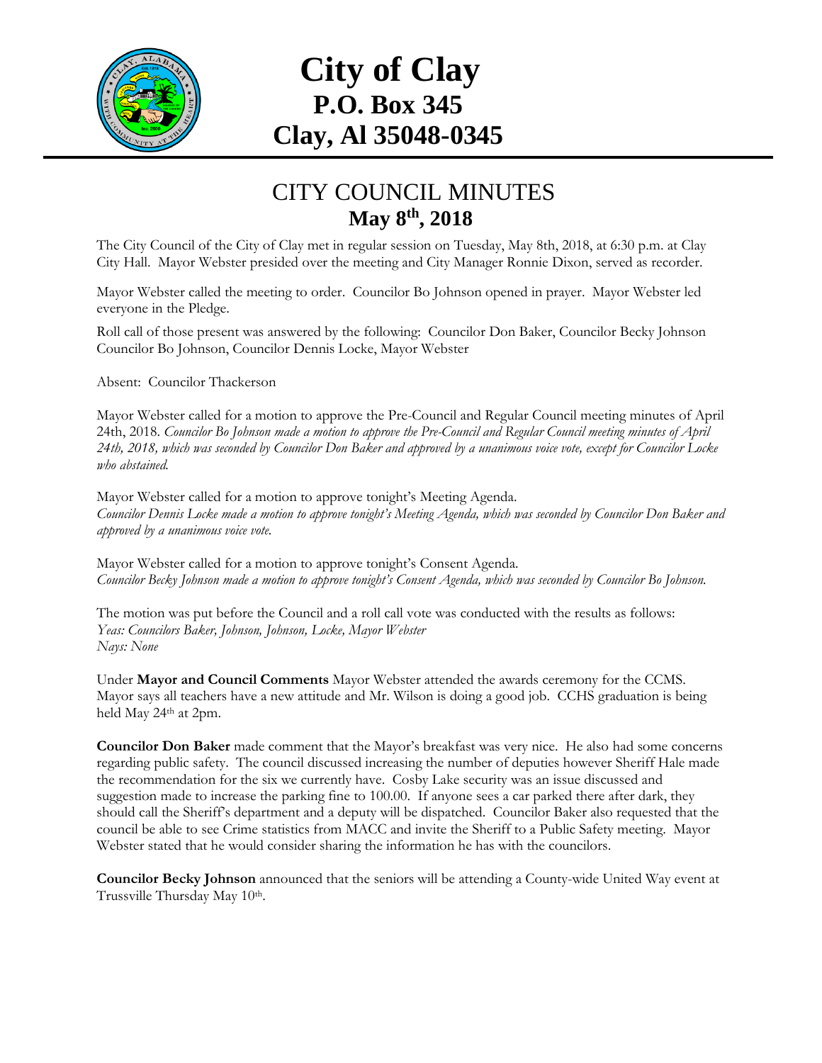# City of Clay
## P.O. Box 345
## Clay, Al 35048-0345

## CITY COUNCIL MINUTES
### May 8th, 2018

The City Council of the City of Clay met in regular session on Tuesday, May 8th, 2018, at 6:30 p.m. at Clay City Hall. Mayor Webster presided over the meeting and City Manager Ronnie Dixon, served as recorder.

Mayor Webster called the meeting to order. Councilor Bo Johnson opened in prayer. Mayor Webster led everyone in the Pledge.

Roll call of those present was answered by the following: Councilor Don Baker, Councilor Becky Johnson Councilor Bo Johnson, Councilor Dennis Locke, Mayor Webster

Absent: Councilor Thackerson

Mayor Webster called for a motion to approve the Pre-Council and Regular Council meeting minutes of April 24th, 2018. *Councilor Bo Johnson made a motion to approve the Pre-Council and Regular Council meeting minutes of April 24th, 2018, which was seconded by Councilor Don Baker and approved by a unanimous voice vote, except for Councilor Locke who abstained.*

Mayor Webster called for a motion to approve tonight's Meeting Agenda.
*Councilor Dennis Locke made a motion to approve tonight's Meeting Agenda, which was seconded by Councilor Don Baker and approved by a unanimous voice vote.*

Mayor Webster called for a motion to approve tonight's Consent Agenda.
*Councilor Becky Johnson made a motion to approve tonight's Consent Agenda, which was seconded by Councilor Bo Johnson.*

The motion was put before the Council and a roll call vote was conducted with the results as follows:
*Yeas: Councilors Baker, Johnson, Johnson, Locke, Mayor Webster*
*Nays: None*

Under **Mayor and Council Comments** Mayor Webster attended the awards ceremony for the CCMS. Mayor says all teachers have a new attitude and Mr. Wilson is doing a good job. CCHS graduation is being held May 24th at 2pm.

**Councilor Don Baker** made comment that the Mayor's breakfast was very nice. He also had some concerns regarding public safety. The council discussed increasing the number of deputies however Sheriff Hale made the recommendation for the six we currently have. Cosby Lake security was an issue discussed and suggestion made to increase the parking fine to 100.00. If anyone sees a car parked there after dark, they should call the Sheriff's department and a deputy will be dispatched. Councilor Baker also requested that the council be able to see Crime statistics from MACC and invite the Sheriff to a Public Safety meeting. Mayor Webster stated that he would consider sharing the information he has with the councilors.

**Councilor Becky Johnson** announced that the seniors will be attending a County-wide United Way event at Trussville Thursday May 10th.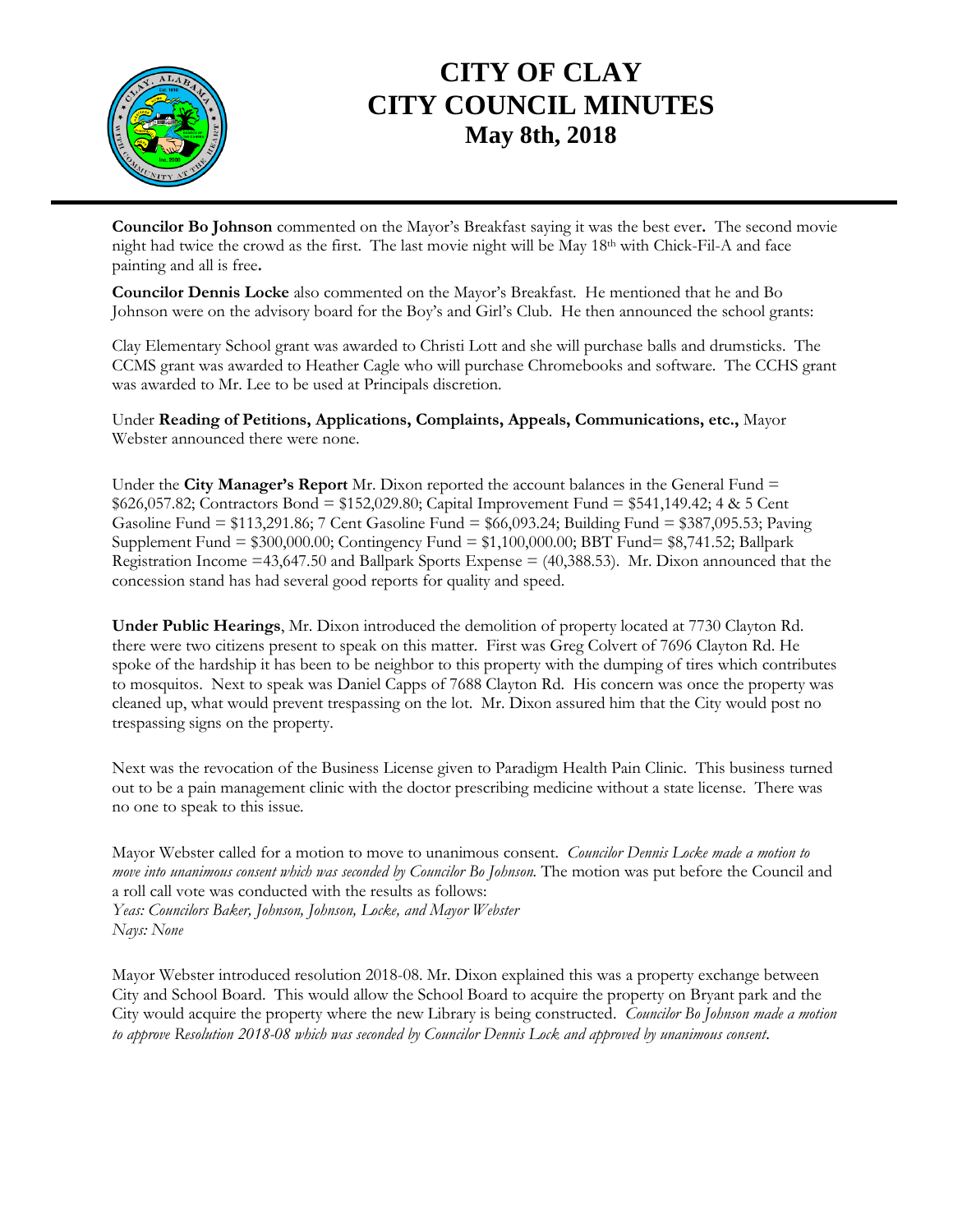# CITY OF CLAY
# CITY COUNCIL MINUTES
## May 8th, 2018

**Councilor Bo Johnson** commented on the Mayor's Breakfast saying it was the best ever**.** The second movie night had twice the crowd as the first. The last movie night will be May 18th with Chick-Fil-A and face painting and all is free**.**

**Councilor Dennis Locke** also commented on the Mayor's Breakfast. He mentioned that he and Bo Johnson were on the advisory board for the Boy's and Girl's Club. He then announced the school grants:

Clay Elementary School grant was awarded to Christi Lott and she will purchase balls and drumsticks. The CCMS grant was awarded to Heather Cagle who will purchase Chromebooks and software. The CCHS grant was awarded to Mr. Lee to be used at Principals discretion.

Under **Reading of Petitions, Applications, Complaints, Appeals, Communications, etc.,** Mayor Webster announced there were none.

Under the **City Manager's Report** Mr. Dixon reported the account balances in the General Fund = $626,057.82; Contractors Bond = $152,029.80; Capital Improvement Fund = $541,149.42; 4 & 5 Cent Gasoline Fund = $113,291.86; 7 Cent Gasoline Fund = $66,093.24; Building Fund = $387,095.53; Paving Supplement Fund = $300,000.00; Contingency Fund = $1,100,000.00; BBT Fund= $8,741.52; Ballpark Registration Income =43,647.50 and Ballpark Sports Expense = (40,388.53). Mr. Dixon announced that the concession stand has had several good reports for quality and speed.

**Under Public Hearings**, Mr. Dixon introduced the demolition of property located at 7730 Clayton Rd. there were two citizens present to speak on this matter. First was Greg Colvert of 7696 Clayton Rd. He spoke of the hardship it has been to be neighbor to this property with the dumping of tires which contributes to mosquitos. Next to speak was Daniel Capps of 7688 Clayton Rd. His concern was once the property was cleaned up, what would prevent trespassing on the lot. Mr. Dixon assured him that the City would post no trespassing signs on the property.

Next was the revocation of the Business License given to Paradigm Health Pain Clinic. This business turned out to be a pain management clinic with the doctor prescribing medicine without a state license. There was no one to speak to this issue.

Mayor Webster called for a motion to move to unanimous consent. *Councilor Dennis Locke made a motion to move into unanimous consent which was seconded by Councilor Bo Johnson.* The motion was put before the Council and a roll call vote was conducted with the results as follows:
*Yeas: Councilors Baker, Johnson, Johnson, Locke, and Mayor Webster*
*Nays: None*

Mayor Webster introduced resolution 2018-08. Mr. Dixon explained this was a property exchange between City and School Board. This would allow the School Board to acquire the property on Bryant park and the City would acquire the property where the new Library is being constructed. *Councilor Bo Johnson made a motion to approve Resolution 2018-08 which was seconded by Councilor Dennis Lock and approved by unanimous consent*.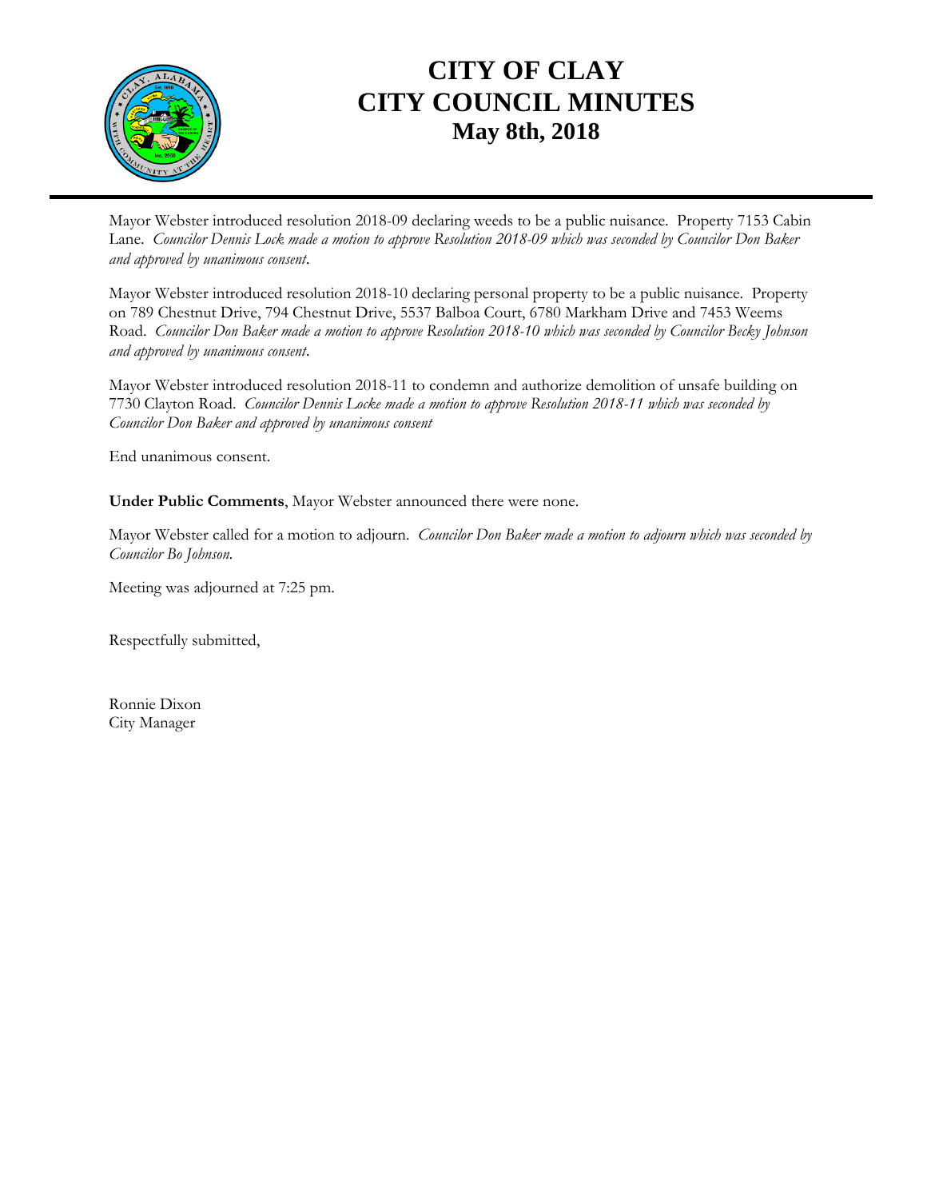# CITY OF CLAY
# CITY COUNCIL MINUTES
## May 8th, 2018

Mayor Webster introduced resolution 2018-09 declaring weeds to be a public nuisance. Property 7153 Cabin Lane. *Councilor Dennis Lock made a motion to approve Resolution 2018-09 which was seconded by Councilor Don Baker and approved by unanimous consent*.

Mayor Webster introduced resolution 2018-10 declaring personal property to be a public nuisance. Property on 789 Chestnut Drive, 794 Chestnut Drive, 5537 Balboa Court, 6780 Markham Drive and 7453 Weems Road. *Councilor Don Baker made a motion to approve Resolution 2018-10 which was seconded by Councilor Becky Johnson and approved by unanimous consent*.

Mayor Webster introduced resolution 2018-11 to condemn and authorize demolition of unsafe building on 7730 Clayton Road. *Councilor Dennis Locke made a motion to approve Resolution 2018-11 which was seconded by Councilor Don Baker and approved by unanimous consent*

End unanimous consent.

**Under Public Comments**, Mayor Webster announced there were none.

Mayor Webster called for a motion to adjourn. *Councilor Don Baker made a motion to adjourn which was seconded by Councilor Bo Johnson.*

Meeting was adjourned at 7:25 pm.

Respectfully submitted,

Ronnie Dixon
City Manager